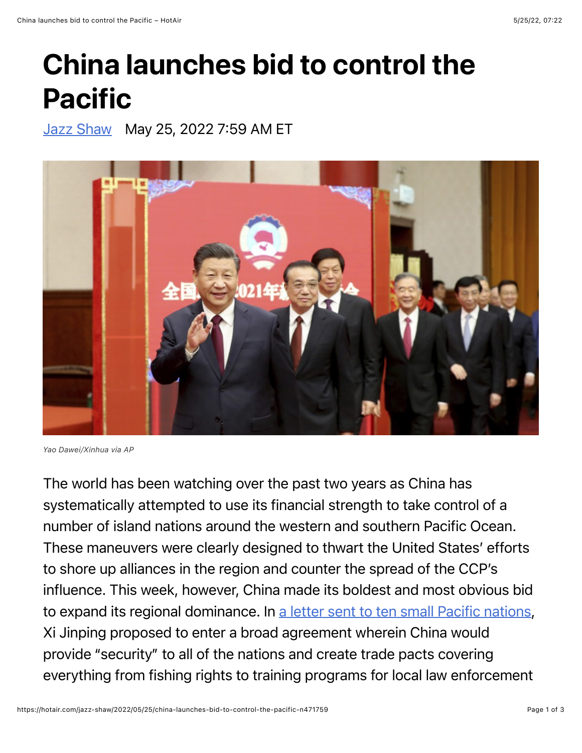# China launches bid to control the Pacific

[Jazz Shaw](#) May 25, 2022 7:59 AM ET

*Yao Dawei/Xinhua via AP*

The world has been watching over the past two years as China has systematically attempted to use its financial strength to take control of a number of island nations around the western and southern Pacific Ocean. These maneuvers were clearly designed to thwart the United States' efforts to shore up alliances in the region and counter the spread of the CCP's influence. This week, however, China made its boldest and most obvious bid to expand its regional dominance. In [a letter sent to ten small Pacific nations](#), Xi Jinping proposed to enter a broad agreement wherein China would provide "security" to all of the nations and create trade pacts covering everything from fishing rights to training programs for local law enforcement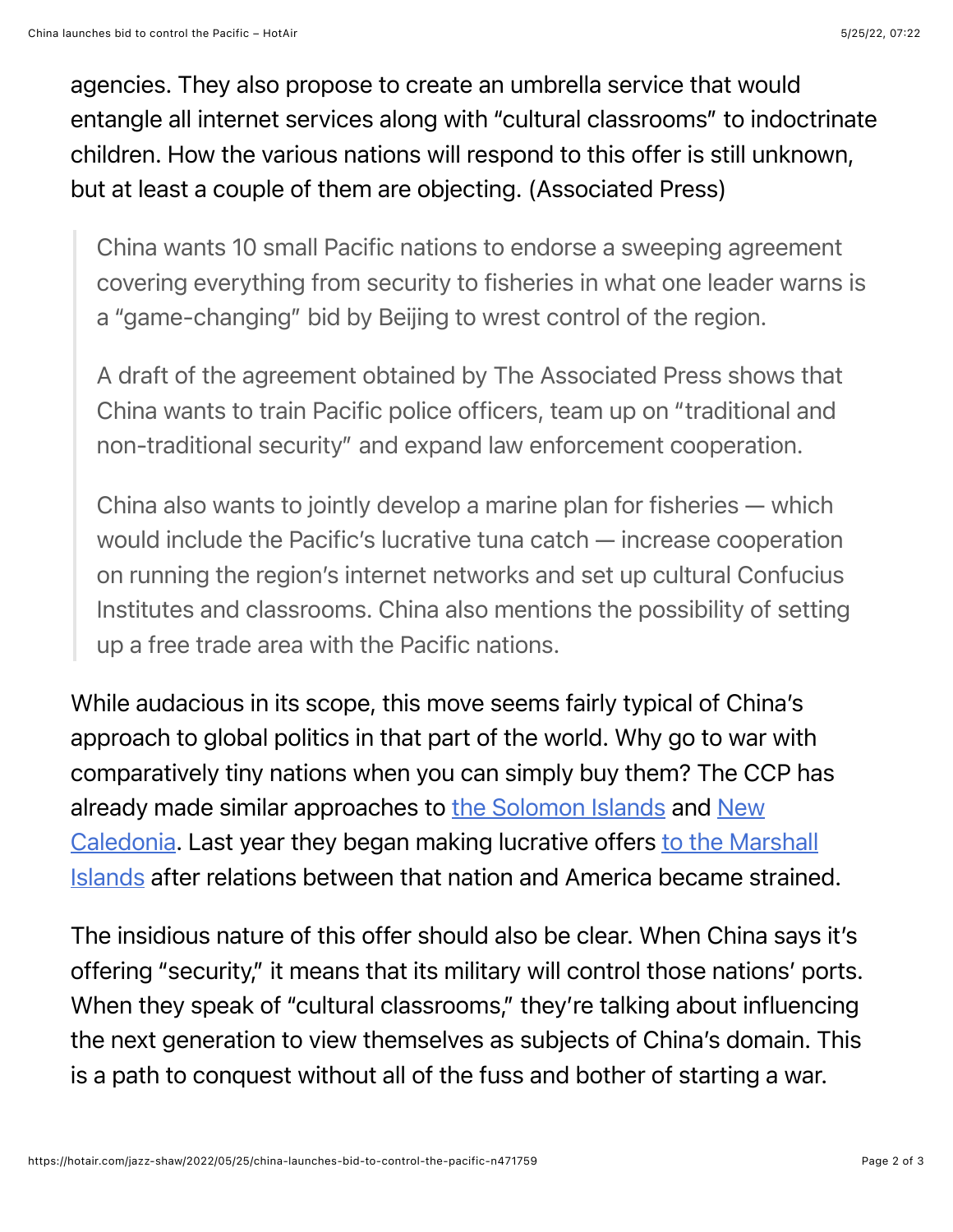agencies. They also propose to create an umbrella service that would entangle all internet services along with "cultural classrooms" to indoctrinate children. How the various nations will respond to this offer is still unknown, but at least a couple of them are objecting. (Associated Press)

> China wants 10 small Pacific nations to endorse a sweeping agreement covering everything from security to fisheries in what one leader warns is a "game-changing" bid by Beijing to wrest control of the region.
>
> A draft of the agreement obtained by The Associated Press shows that China wants to train Pacific police officers, team up on "traditional and non-traditional security" and expand law enforcement cooperation.
>
> China also wants to jointly develop a marine plan for fisheries — which would include the Pacific's lucrative tuna catch — increase cooperation on running the region's internet networks and set up cultural Confucius Institutes and classrooms. China also mentions the possibility of setting up a free trade area with the Pacific nations.

While audacious in its scope, this move seems fairly typical of China's approach to global politics in that part of the world. Why go to war with comparatively tiny nations when you can simply buy them? The CCP has already made similar approaches to the Solomon Islands and New Caledonia. Last year they began making lucrative offers to the Marshall Islands after relations between that nation and America became strained.

The insidious nature of this offer should also be clear. When China says it's offering "security," it means that its military will control those nations' ports. When they speak of "cultural classrooms," they're talking about influencing the next generation to view themselves as subjects of China's domain. This is a path to conquest without all of the fuss and bother of starting a war.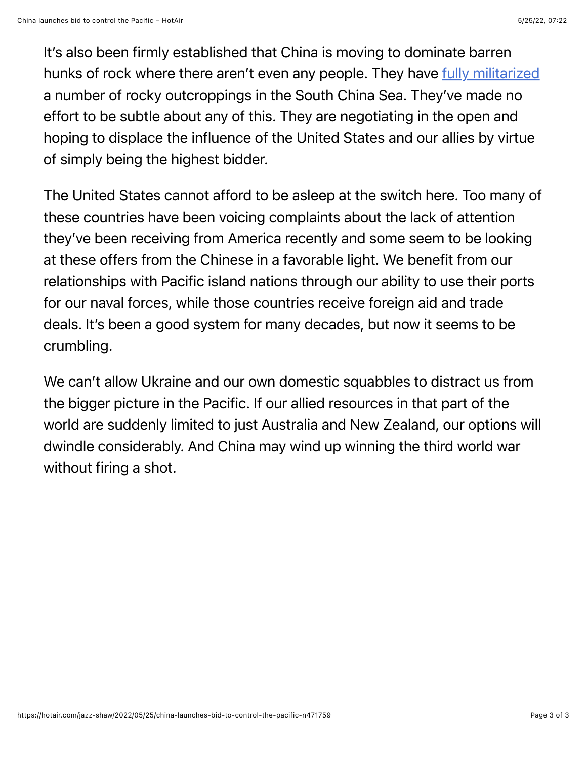It's also been firmly established that China is moving to dominate barren hunks of rock where there aren't even any people. They have [fully militarized](#) a number of rocky outcroppings in the South China Sea. They've made no effort to be subtle about any of this. They are negotiating in the open and hoping to displace the influence of the United States and our allies by virtue of simply being the highest bidder.

The United States cannot afford to be asleep at the switch here. Too many of these countries have been voicing complaints about the lack of attention they've been receiving from America recently and some seem to be looking at these offers from the Chinese in a favorable light. We benefit from our relationships with Pacific island nations through our ability to use their ports for our naval forces, while those countries receive foreign aid and trade deals. It's been a good system for many decades, but now it seems to be crumbling.

We can't allow Ukraine and our own domestic squabbles to distract us from the bigger picture in the Pacific. If our allied resources in that part of the world are suddenly limited to just Australia and New Zealand, our options will dwindle considerably. And China may wind up winning the third world war without firing a shot.